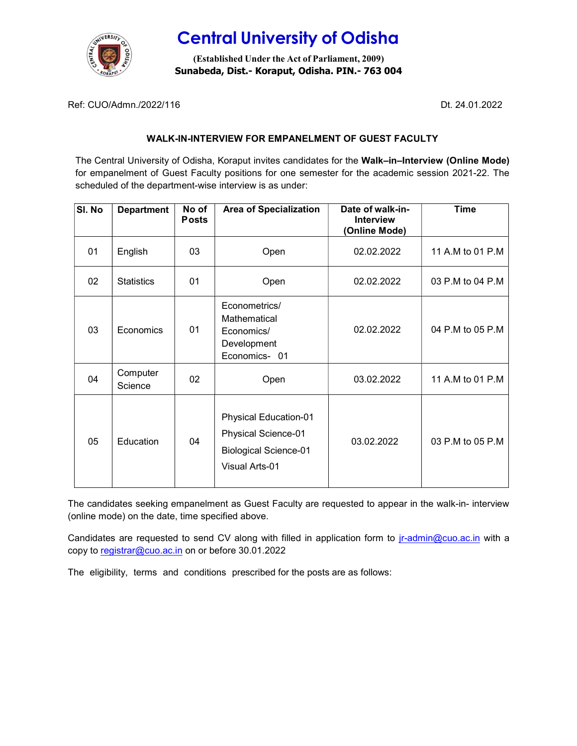# Central University of Odisha

**(Established Under the Act of Parliament, 2009)**
**Sunabeda, Dist.- Koraput, Odisha. PIN.- 763 004**

Ref: CUO/Admn./2022/116 Dt. 24.01.2022

## WALK-IN-INTERVIEW FOR EMPANELMENT OF GUEST FACULTY

The Central University of Odisha, Koraput invites candidates for the **Walk–in–Interview (Online Mode)** for empanelment of Guest Faculty positions for one semester for the academic session 2021-22. The scheduled of the department-wise interview is as under:

| Sl. No | Department | No of Posts | Area of Specialization | Date of walk-in-Interview (Online Mode) | Time |
|---|---|---|---|---|---|
| 01 | English | 03 | Open | 02.02.2022 | 11 A.M to 01 P.M |
| 02 | Statistics | 01 | Open | 02.02.2022 | 03 P.M to 04 P.M |
| 03 | Economics | 01 | Econometrics/ Mathematical Economics/ Development Economics- 01 | 02.02.2022 | 04 P.M to 05 P.M |
| 04 | Computer Science | 02 | Open | 03.02.2022 | 11 A.M to 01 P.M |
| 05 | Education | 04 | Physical Education-01<br>Physical Science-01<br>Biological Science-01<br>Visual Arts-01 | 03.02.2022 | 03 P.M to 05 P.M |

The candidates seeking empanelment as Guest Faculty are requested to appear in the walk-in- interview (online mode) on the date, time specified above.

Candidates are requested to send CV along with filled in application form to jr-admin@cuo.ac.in with a copy to registrar@cuo.ac.in on or before 30.01.2022

The eligibility, terms and conditions prescribed for the posts are as follows: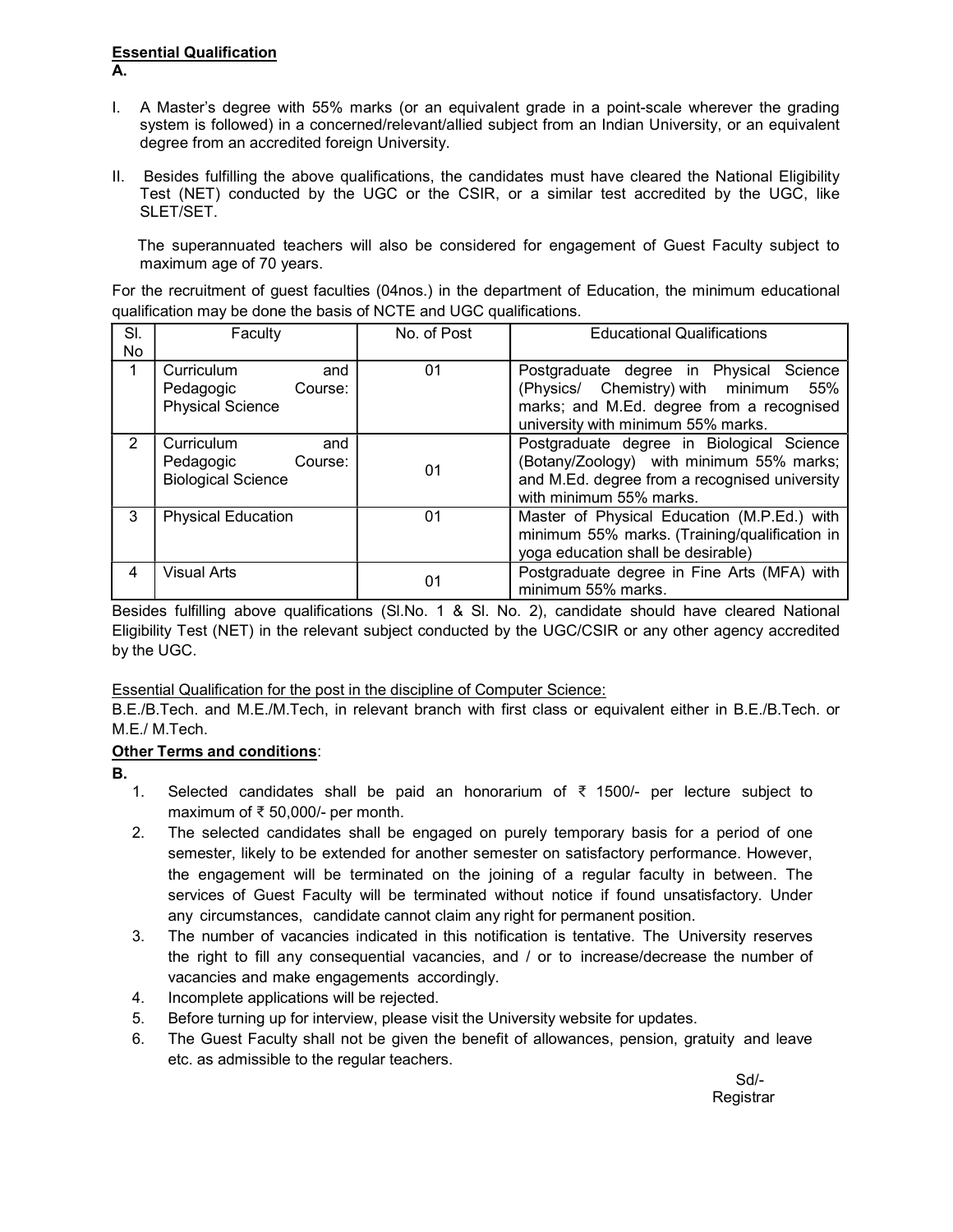**Essential Qualification**

**A.**

I. A Master's degree with 55% marks (or an equivalent grade in a point-scale wherever the grading system is followed) in a concerned/relevant/allied subject from an Indian University, or an equivalent degree from an accredited foreign University.

II. Besides fulfilling the above qualifications, the candidates must have cleared the National Eligibility Test (NET) conducted by the UGC or the CSIR, or a similar test accredited by the UGC, like SLET/SET.

The superannuated teachers will also be considered for engagement of Guest Faculty subject to maximum age of 70 years.

For the recruitment of guest faculties (04nos.) in the department of Education, the minimum educational qualification may be done the basis of NCTE and UGC qualifications.

| Sl. No | Faculty | No. of Post | Educational Qualifications |
|---|---|---|---|
| 1 | Curriculum and Pedagogic Course: Physical Science | 01 | Postgraduate degree in Physical Science (Physics/ Chemistry) with minimum 55% marks; and M.Ed. degree from a recognised university with minimum 55% marks. |
| 2 | Curriculum and Pedagogic Course: Biological Science | 01 | Postgraduate degree in Biological Science (Botany/Zoology) with minimum 55% marks; and M.Ed. degree from a recognised university with minimum 55% marks. |
| 3 | Physical Education | 01 | Master of Physical Education (M.P.Ed.) with minimum 55% marks. (Training/qualification in yoga education shall be desirable) |
| 4 | Visual Arts | 01 | Postgraduate degree in Fine Arts (MFA) with minimum 55% marks. |

Besides fulfilling above qualifications (Sl.No. 1 & Sl. No. 2), candidate should have cleared National Eligibility Test (NET) in the relevant subject conducted by the UGC/CSIR or any other agency accredited by the UGC.

Essential Qualification for the post in the discipline of Computer Science:

B.E./B.Tech. and M.E./M.Tech, in relevant branch with first class or equivalent either in B.E./B.Tech. or M.E./ M.Tech.

**Other Terms and conditions**:

**B.**

1. Selected candidates shall be paid an honorarium of ₹ 1500/- per lecture subject to maximum of ₹ 50,000/- per month.
2. The selected candidates shall be engaged on purely temporary basis for a period of one semester, likely to be extended for another semester on satisfactory performance. However, the engagement will be terminated on the joining of a regular faculty in between. The services of Guest Faculty will be terminated without notice if found unsatisfactory. Under any circumstances, candidate cannot claim any right for permanent position.
3. The number of vacancies indicated in this notification is tentative. The University reserves the right to fill any consequential vacancies, and / or to increase/decrease the number of vacancies and make engagements accordingly.
4. Incomplete applications will be rejected.
5. Before turning up for interview, please visit the University website for updates.
6. The Guest Faculty shall not be given the benefit of allowances, pension, gratuity and leave etc. as admissible to the regular teachers.

Sd/-
Registrar